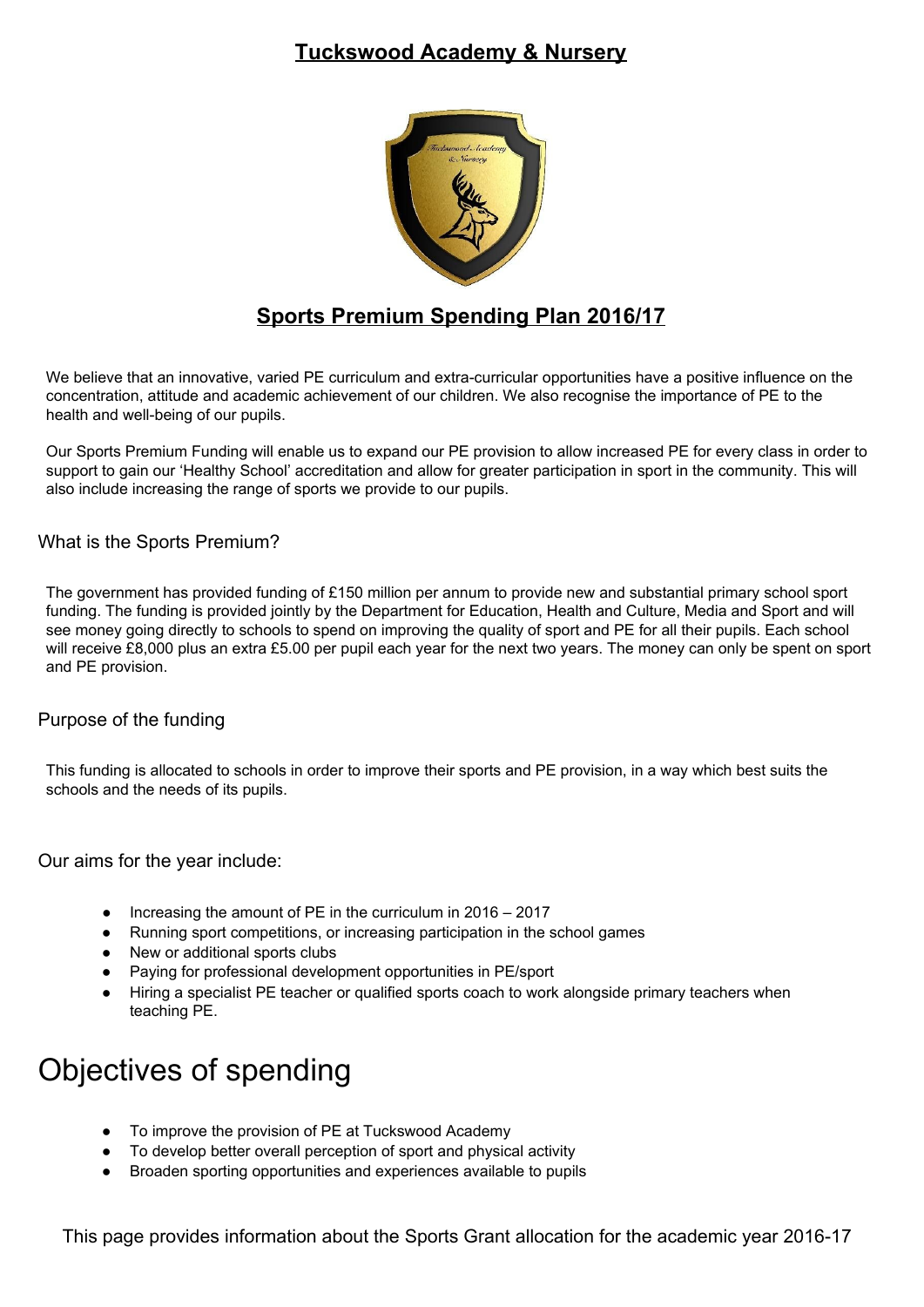# Tuckswood Academy & Nursery

## Sports Premium Spending Plan 2016/17

We believe that an innovative, varied PE curriculum and extra-curricular opportunities have a positive influence on the concentration, attitude and academic achievement of our children. We also recognise the importance of PE to the health and well-being of our pupils.

Our Sports Premium Funding will enable us to expand our PE provision to allow increased PE for every class in order to support to gain our 'Healthy School' accreditation and allow for greater participation in sport in the community. This will also include increasing the range of sports we provide to our pupils.

### What is the Sports Premium?

The government has provided funding of £150 million per annum to provide new and substantial primary school sport funding. The funding is provided jointly by the Department for Education, Health and Culture, Media and Sport and will see money going directly to schools to spend on improving the quality of sport and PE for all their pupils. Each school will receive £8,000 plus an extra £5.00 per pupil each year for the next two years. The money can only be spent on sport and PE provision.

### Purpose of the funding

This funding is allocated to schools in order to improve their sports and PE provision, in a way which best suits the schools and the needs of its pupils.

### Our aims for the year include:

- Increasing the amount of PE in the curriculum in 2016 – 2017
- Running sport competitions, or increasing participation in the school games
- New or additional sports clubs
- Paying for professional development opportunities in PE/sport
- Hiring a specialist PE teacher or qualified sports coach to work alongside primary teachers when teaching PE.

# Objectives of spending

- To improve the provision of PE at Tuckswood Academy
- To develop better overall perception of sport and physical activity
- Broaden sporting opportunities and experiences available to pupils

This page provides information about the Sports Grant allocation for the academic year 2016-17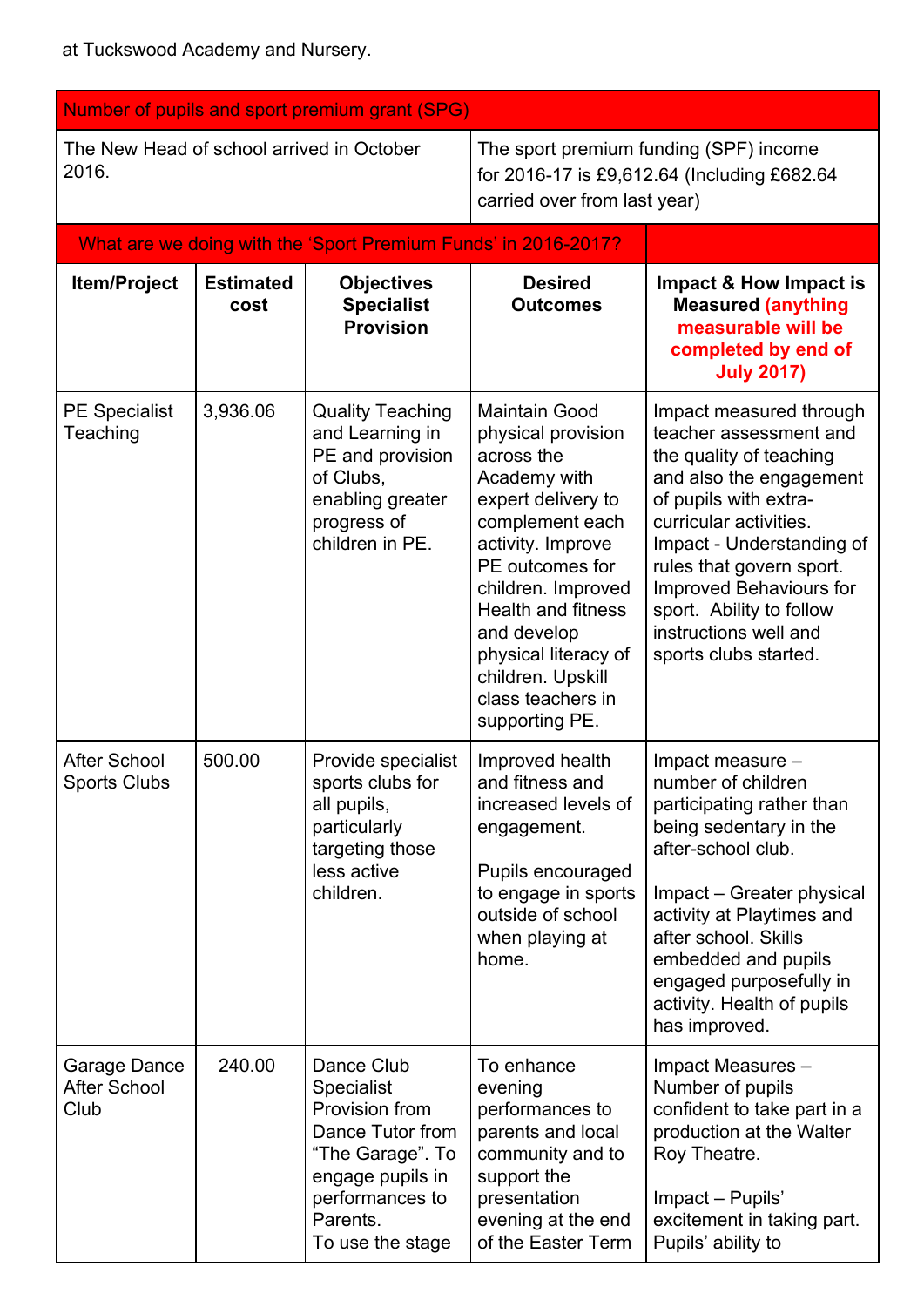at Tuckswood Academy and Nursery.

| Number of pupils and sport premium grant (SPG) | | | | |
|---|---|---|---|---|
| The New Head of school arrived in October 2016. | | | The sport premium funding (SPF) income for 2016-17 is £9,612.64 (Including £682.64 carried over from last year) | |
| What are we doing with the 'Sport Premium Funds' in 2016-2017? | | | | |
| **Item/Project** | **Estimated cost** | **Objectives Specialist Provision** | **Desired Outcomes** | **Impact & How Impact is Measured (anything measurable will be completed by end of July 2017)** |
| PE Specialist Teaching | 3,936.06 | Quality Teaching and Learning in PE and provision of Clubs, enabling greater progress of children in PE. | Maintain Good physical provision across the Academy with expert delivery to complement each activity. Improve PE outcomes for children. Improved Health and fitness and develop physical literacy of children. Upskill class teachers in supporting PE. | Impact measured through teacher assessment and the quality of teaching and also the engagement of pupils with extra-curricular activities. Impact - Understanding of rules that govern sport. Improved Behaviours for sport. Ability to follow instructions well and sports clubs started. |
| After School Sports Clubs | 500.00 | Provide specialist sports clubs for all pupils, particularly targeting those less active children. | Improved health and fitness and increased levels of engagement.<br><br>Pupils encouraged to engage in sports outside of school when playing at home. | Impact measure – number of children participating rather than being sedentary in the after-school club.<br><br>Impact – Greater physical activity at Playtimes and after school. Skills embedded and pupils engaged purposefully in activity. Health of pupils has improved. |
| Garage Dance After School Club | 240.00 | Dance Club Specialist Provision from Dance Tutor from "The Garage". To engage pupils in performances to Parents.<br>To use the stage | To enhance evening performances to parents and local community and to support the presentation evening at the end of the Easter Term | Impact Measures – Number of pupils confident to take part in a production at the Walter Roy Theatre.<br><br>Impact – Pupils' excitement in taking part. Pupils' ability to |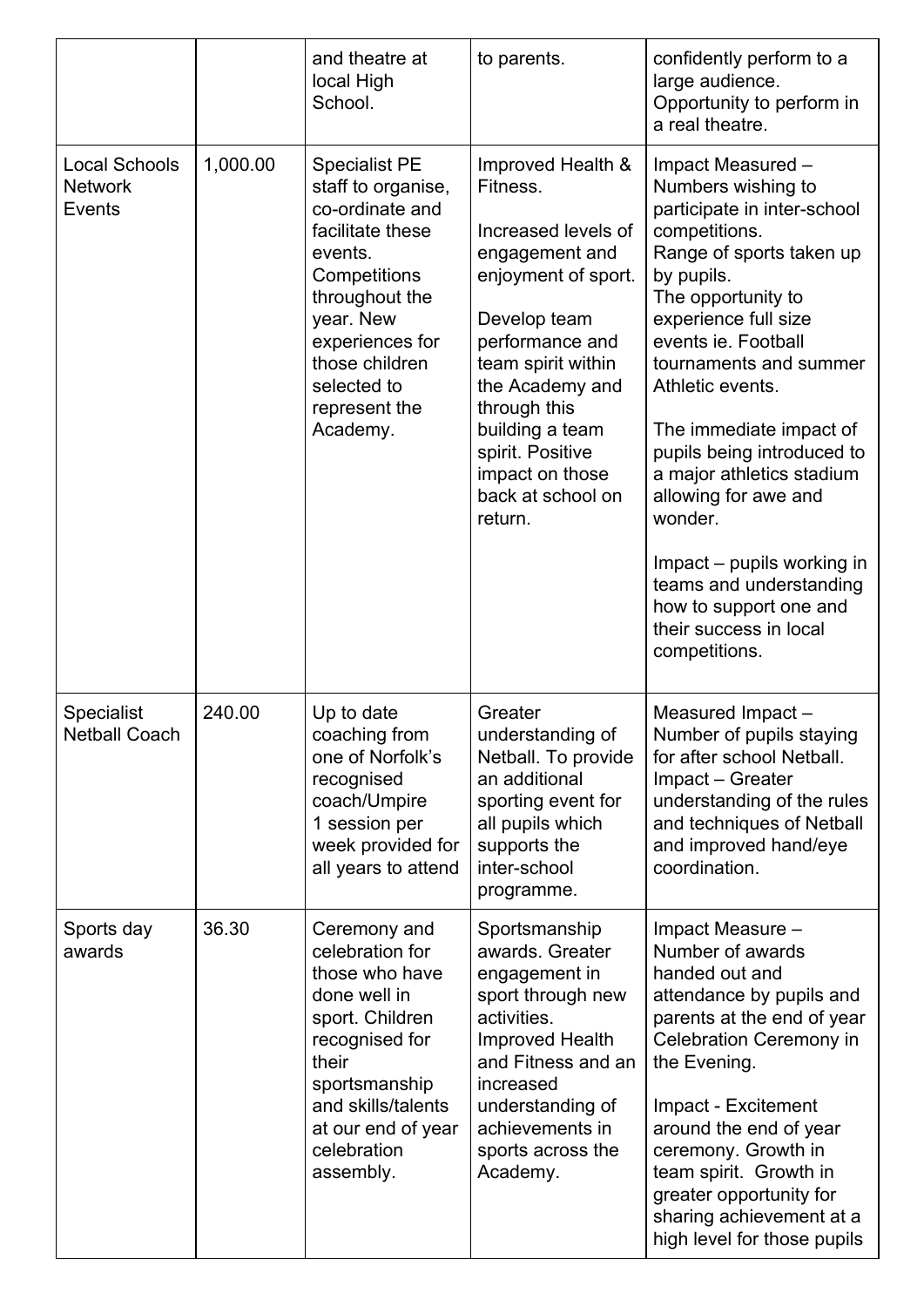| | | and theatre at local High School. | to parents. | confidently perform to a large audience. Opportunity to perform in a real theatre. |
|---|---|---|---|---|
| Local Schools Network Events | 1,000.00 | Specialist PE staff to organise, co-ordinate and facilitate these events. Competitions throughout the year. New experiences for those children selected to represent the Academy. | Improved Health & Fitness.<br><br>Increased levels of engagement and enjoyment of sport.<br><br>Develop team performance and team spirit within the Academy and through this building a team spirit. Positive impact on those back at school on return. | Impact Measured – Numbers wishing to participate in inter-school competitions.<br>Range of sports taken up by pupils.<br>The opportunity to experience full size events ie. Football tournaments and summer Athletic events.<br><br>The immediate impact of pupils being introduced to a major athletics stadium allowing for awe and wonder.<br><br>Impact – pupils working in teams and understanding how to support one and their success in local competitions. |
| Specialist Netball Coach | 240.00 | Up to date coaching from one of Norfolk's recognised coach/Umpire 1 session per week provided for all years to attend | Greater understanding of Netball. To provide an additional sporting event for all pupils which supports the inter-school programme. | Measured Impact – Number of pupils staying for after school Netball.<br>Impact – Greater understanding of the rules and techniques of Netball and improved hand/eye coordination. |
| Sports day awards | 36.30 | Ceremony and celebration for those who have done well in sport. Children recognised for their sportsmanship and skills/talents at our end of year celebration assembly. | Sportsmanship awards. Greater engagement in sport through new activities.<br>Improved Health and Fitness and an increased understanding of achievements in sports across the Academy. | Impact Measure – Number of awards handed out and attendance by pupils and parents at the end of year Celebration Ceremony in the Evening.<br><br>Impact - Excitement around the end of year ceremony. Growth in team spirit. Growth in greater opportunity for sharing achievement at a high level for those pupils |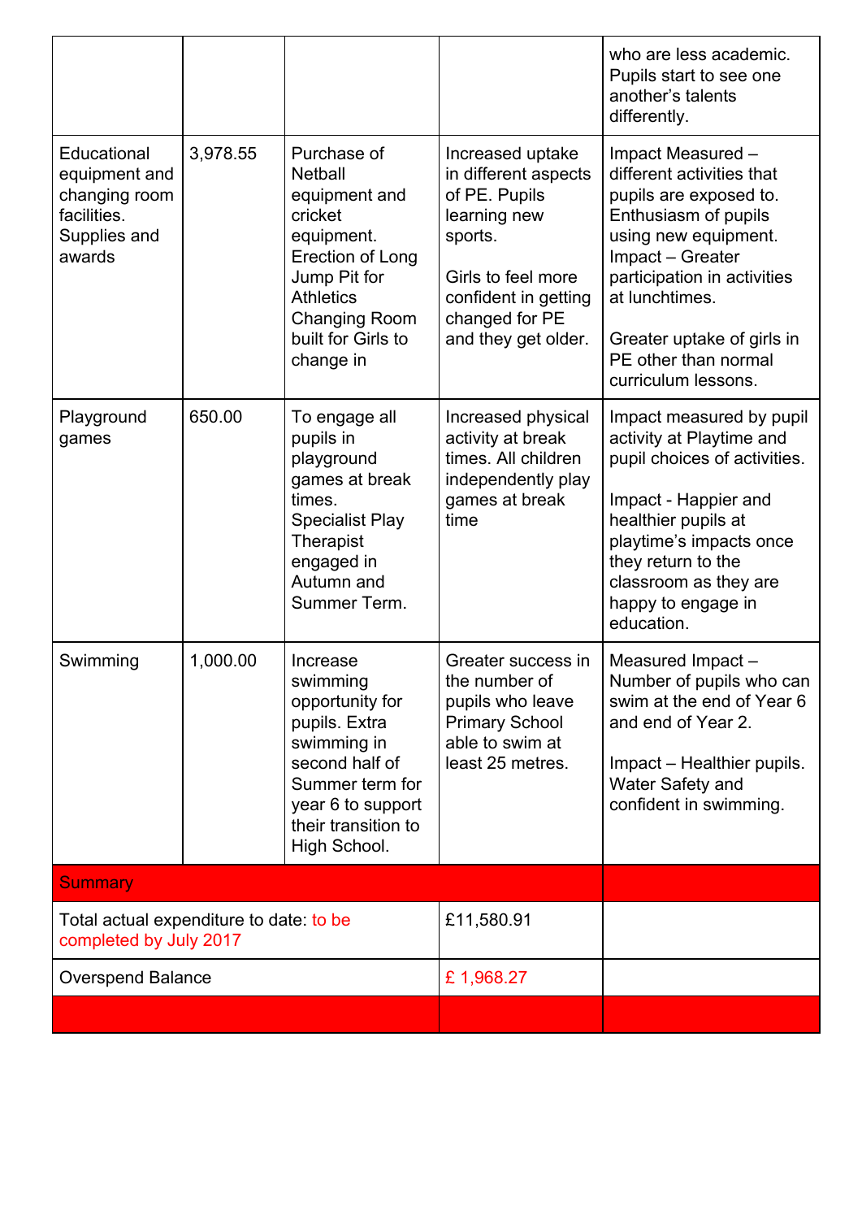| | | | | |
|---|---|---|---|---|
| | | | | who are less academic. Pupils start to see one another's talents differently. |
| Educational equipment and changing room facilities. Supplies and awards | 3,978.55 | Purchase of Netball equipment and cricket equipment. Erection of Long Jump Pit for Athletics Changing Room built for Girls to change in | Increased uptake in different aspects of PE. Pupils learning new sports.<br><br>Girls to feel more confident in getting changed for PE and they get older. | Impact Measured – different activities that pupils are exposed to. Enthusiasm of pupils using new equipment. Impact – Greater participation in activities at lunchtimes.<br><br>Greater uptake of girls in PE other than normal curriculum lessons. |
| Playground games | 650.00 | To engage all pupils in playground games at break times. Specialist Play Therapist engaged in Autumn and Summer Term. | Increased physical activity at break times. All children independently play games at break time | Impact measured by pupil activity at Playtime and pupil choices of activities.<br><br>Impact - Happier and healthier pupils at playtime's impacts once they return to the classroom as they are happy to engage in education. |
| Swimming | 1,000.00 | Increase swimming opportunity for pupils. Extra swimming in second half of Summer term for year 6 to support their transition to High School. | Greater success in the number of pupils who leave Primary School able to swim at least 25 metres. | Measured Impact – Number of pupils who can swim at the end of Year 6 and end of Year 2.<br><br>Impact – Healthier pupils. Water Safety and confident in swimming. |
| Summary | | | | |
| Total actual expenditure to date: to be completed by July 2017 | | | £11,580.91 | |
| Overspend Balance | | | £ 1,968.27 | |
| | | | | |